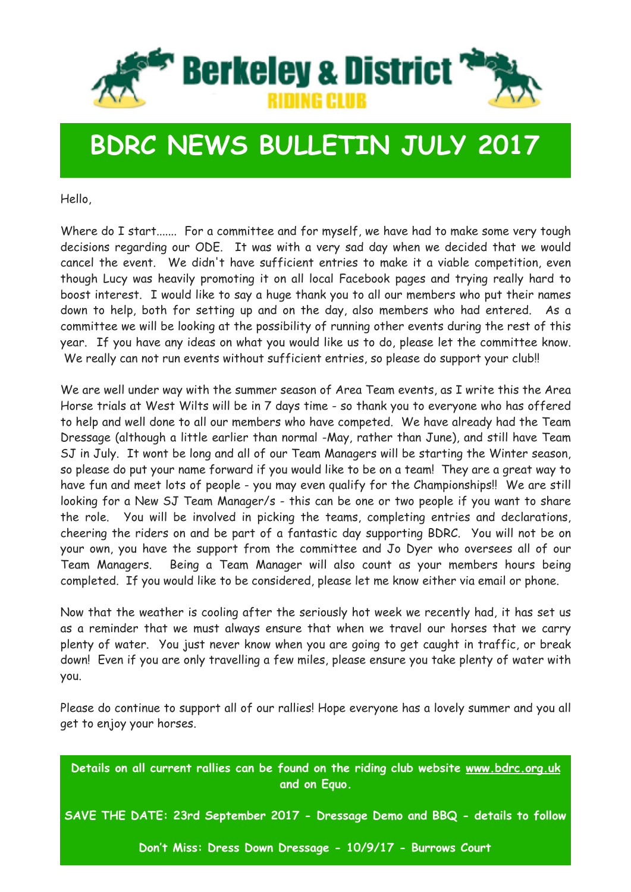Berkeley & District

RIDING CLUB

# BDRC NEWS BULLETIN JULY 2017

Hello,

Where do I start....... For a committee and for myself, we have had to make some very tough decisions regarding our ODE. It was with a very sad day when we decided that we would cancel the event. We didn't have sufficient entries to make it a viable competition, even though Lucy was heavily promoting it on all local Facebook pages and trying really hard to boost interest. I would like to say a huge thank you to all our members who put their names down to help, both for setting up and on the day, also members who had entered. As a committee we will be looking at the possibility of running other events during the rest of this year. If you have any ideas on what you would like us to do, please let the committee know. We really can not run events without sufficient entries, so please do support your club!!

We are well under way with the summer season of Area Team events, as I write this the Area Horse trials at West Wilts will be in 7 days time - so thank you to everyone who has offered to help and well done to all our members who have competed. We have already had the Team Dressage (although a little earlier than normal -May, rather than June), and still have Team SJ in July. It wont be long and all of our Team Managers will be starting the Winter season, so please do put your name forward if you would like to be on a team! They are a great way to have fun and meet lots of people - you may even qualify for the Championships!! We are still looking for a New SJ Team Manager/s - this can be one or two people if you want to share the role. You will be involved in picking the teams, completing entries and declarations, cheering the riders on and be part of a fantastic day supporting BDRC. You will not be on your own, you have the support from the committee and Jo Dyer who oversees all of our Team Managers. Being a Team Manager will also count as your members hours being completed. If you would like to be considered, please let me know either via email or phone.

Now that the weather is cooling after the seriously hot week we recently had, it has set us as a reminder that we must always ensure that when we travel our horses that we carry plenty of water. You just never know when you are going to get caught in traffic, or break down! Even if you are only travelling a few miles, please ensure you take plenty of water with you.

Please do continue to support all of our rallies! Hope everyone has a lovely summer and you all get to enjoy your horses.

**Details on all current rallies can be found on the riding club website www.bdrc.org.uk and on Equo.**

**SAVE THE DATE: 23rd September 2017 - Dressage Demo and BBQ - details to follow**

**Don't Miss: Dress Down Dressage - 10/9/17 - Burrows Court**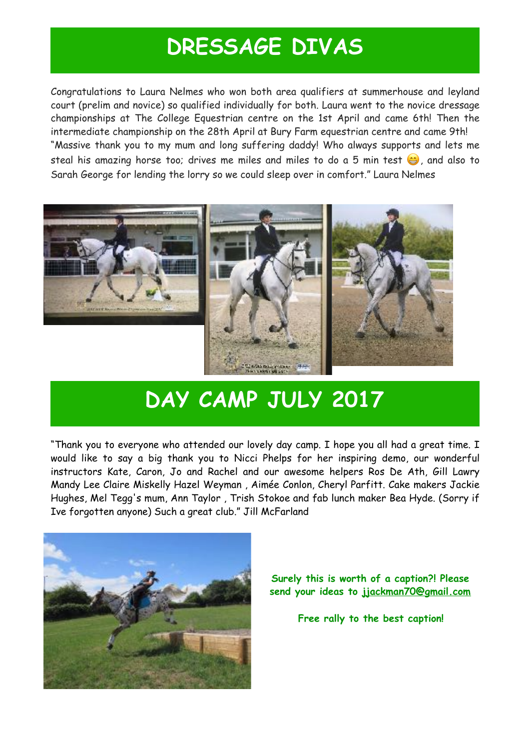# DRESSAGE DIVAS

Congratulations to Laura Nelmes who won both area qualifiers at summerhouse and leyland court (prelim and novice) so qualified individually for both. Laura went to the novice dressage championships at The College Equestrian centre on the 1st April and came 6th! Then the intermediate championship on the 28th April at Bury Farm equestrian centre and came 9th!
"Massive thank you to my mum and long suffering daddy! Who always supports and lets me steal his amazing horse too; drives me miles and miles to do a 5 min test 😁, and also to Sarah George for lending the lorry so we could sleep over in comfort." Laura Nelmes

# DAY CAMP JULY 2017

"Thank you to everyone who attended our lovely day camp. I hope you all had a great time. I would like to say a big thank you to Nicci Phelps for her inspiring demo, our wonderful instructors Kate, Caron, Jo and Rachel and our awesome helpers Ros De Ath, Gill Lawry Mandy Lee Claire Miskelly Hazel Weyman , Aimée Conlon, Cheryl Parfitt. Cake makers Jackie Hughes, Mel Tegg's mum, Ann Taylor , Trish Stokoe and fab lunch maker Bea Hyde. (Sorry if Ive forgotten anyone) Such a great club." Jill McFarland

**Surely this is worth of a caption?! Please send your ideas to jjackman70@gmail.com**

**Free rally to the best caption!**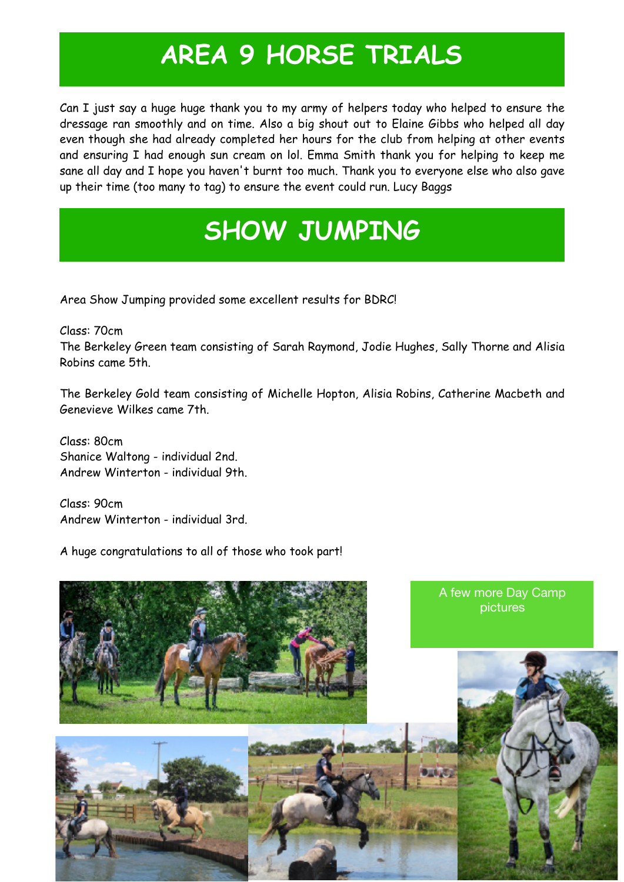# AREA 9 HORSE TRIALS

Can I just say a huge huge thank you to my army of helpers today who helped to ensure the dressage ran smoothly and on time. Also a big shout out to Elaine Gibbs who helped all day even though she had already completed her hours for the club from helping at other events and ensuring I had enough sun cream on lol. Emma Smith thank you for helping to keep me sane all day and I hope you haven't burnt too much. Thank you to everyone else who also gave up their time (too many to tag) to ensure the event could run. Lucy Baggs

# SHOW JUMPING

Area Show Jumping provided some excellent results for BDRC!

Class: 70cm
The Berkeley Green team consisting of Sarah Raymond, Jodie Hughes, Sally Thorne and Alisia Robins came 5th.

The Berkeley Gold team consisting of Michelle Hopton, Alisia Robins, Catherine Macbeth and Genevieve Wilkes came 7th.

Class: 80cm
Shanice Waltong - individual 2nd.
Andrew Winterton - individual 9th.

Class: 90cm
Andrew Winterton - individual 3rd.

A huge congratulations to all of those who took part!

A few more Day Camp pictures